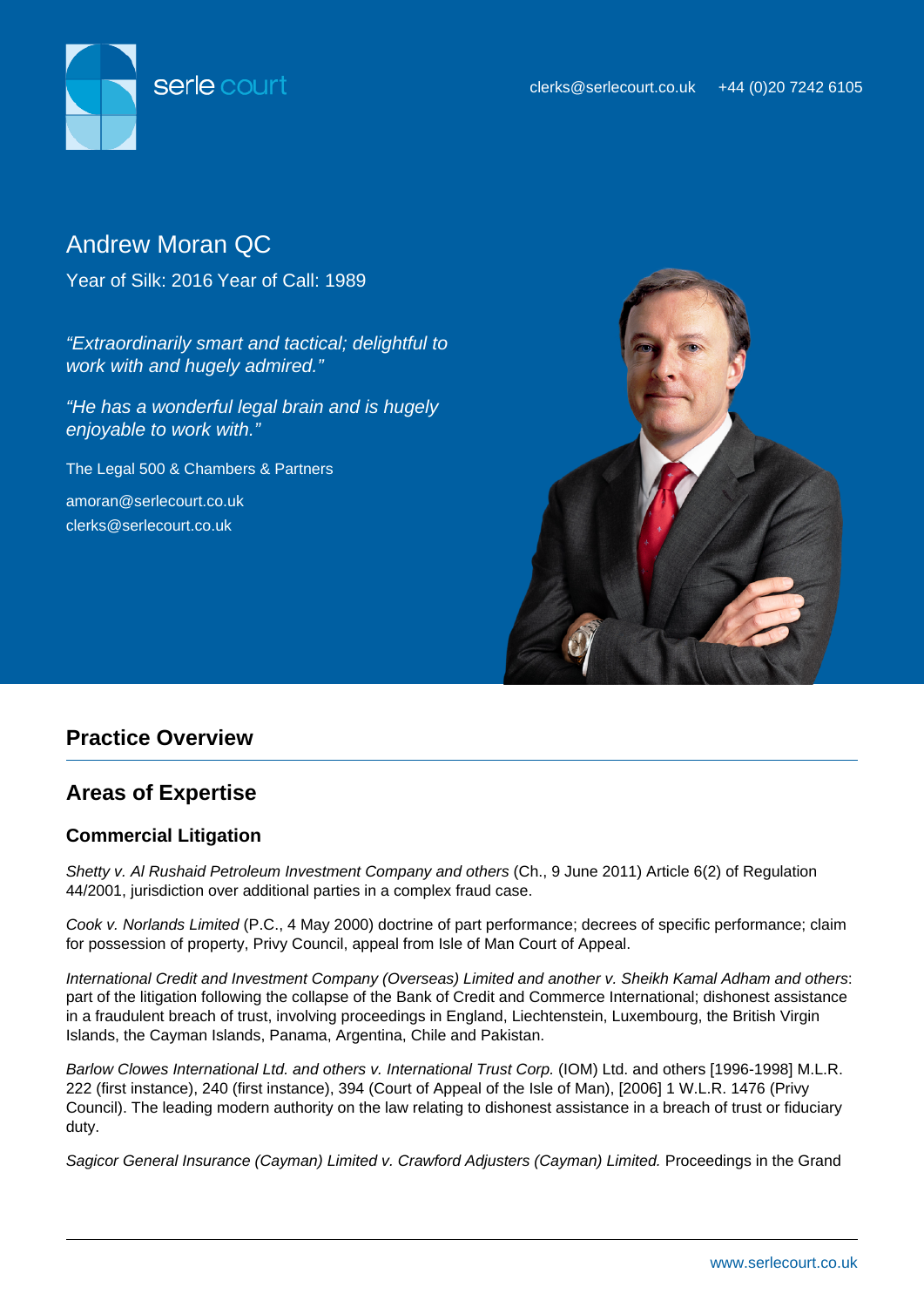serle court

clerks@serlecourt.co.uk +44 (0)20 7242 6105

# Andrew Moran QC

Year of Silk: 2016 Year of Call: 1989

*"Extraordinarily smart and tactical; delightful to work with and hugely admired."*

*"He has a wonderful legal brain and is hugely enjoyable to work with."*

The Legal 500 & Chambers & Partners

amoran@serlecourt.co.uk
clerks@serlecourt.co.uk

## Practice Overview

## Areas of Expertise

### Commercial Litigation

*Shetty v. Al Rushaid Petroleum Investment Company and others* (Ch., 9 June 2011) Article 6(2) of Regulation 44/2001, jurisdiction over additional parties in a complex fraud case.

*Cook v. Norlands Limited* (P.C., 4 May 2000) doctrine of part performance; decrees of specific performance; claim for possession of property, Privy Council, appeal from Isle of Man Court of Appeal.

*International Credit and Investment Company (Overseas) Limited and another v. Sheikh Kamal Adham and others*: part of the litigation following the collapse of the Bank of Credit and Commerce International; dishonest assistance in a fraudulent breach of trust, involving proceedings in England, Liechtenstein, Luxembourg, the British Virgin Islands, the Cayman Islands, Panama, Argentina, Chile and Pakistan.

*Barlow Clowes International Ltd. and others v. International Trust Corp.* (IOM) Ltd. and others [1996-1998] M.L.R. 222 (first instance), 240 (first instance), 394 (Court of Appeal of the Isle of Man), [2006] 1 W.L.R. 1476 (Privy Council). The leading modern authority on the law relating to dishonest assistance in a breach of trust or fiduciary duty.

*Sagicor General Insurance (Cayman) Limited v. Crawford Adjusters (Cayman) Limited.* Proceedings in the Grand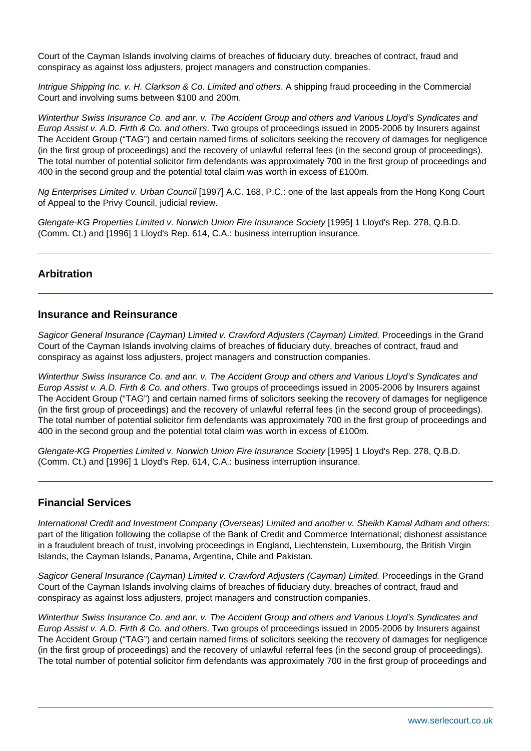Court of the Cayman Islands involving claims of breaches of fiduciary duty, breaches of contract, fraud and conspiracy as against loss adjusters, project managers and construction companies.

*Intrigue Shipping Inc. v. H. Clarkson & Co. Limited and others*. A shipping fraud proceeding in the Commercial Court and involving sums between $100 and 200m.

*Winterthur Swiss Insurance Co. and anr. v. The Accident Group and others and Various Lloyd's Syndicates and Europ Assist v. A.D. Firth & Co. and others*. Two groups of proceedings issued in 2005-2006 by Insurers against The Accident Group ("TAG") and certain named firms of solicitors seeking the recovery of damages for negligence (in the first group of proceedings) and the recovery of unlawful referral fees (in the second group of proceedings). The total number of potential solicitor firm defendants was approximately 700 in the first group of proceedings and 400 in the second group and the potential total claim was worth in excess of £100m.

*Ng Enterprises Limited v. Urban Council* [1997] A.C. 168, P.C.: one of the last appeals from the Hong Kong Court of Appeal to the Privy Council, judicial review.

*Glengate-KG Properties Limited v. Norwich Union Fire Insurance Society* [1995] 1 Lloyd's Rep. 278, Q.B.D. (Comm. Ct.) and [1996] 1 Lloyd's Rep. 614, C.A.: business interruption insurance.

---

## Arbitration

---

## Insurance and Reinsurance

*Sagicor General Insurance (Cayman) Limited v. Crawford Adjusters (Cayman) Limited.* Proceedings in the Grand Court of the Cayman Islands involving claims of breaches of fiduciary duty, breaches of contract, fraud and conspiracy as against loss adjusters, project managers and construction companies.

*Winterthur Swiss Insurance Co. and anr. v. The Accident Group and others and Various Lloyd's Syndicates and Europ Assist v. A.D. Firth & Co. and others*. Two groups of proceedings issued in 2005-2006 by Insurers against The Accident Group ("TAG") and certain named firms of solicitors seeking the recovery of damages for negligence (in the first group of proceedings) and the recovery of unlawful referral fees (in the second group of proceedings). The total number of potential solicitor firm defendants was approximately 700 in the first group of proceedings and 400 in the second group and the potential total claim was worth in excess of £100m.

*Glengate-KG Properties Limited v. Norwich Union Fire Insurance Society* [1995] 1 Lloyd's Rep. 278, Q.B.D. (Comm. Ct.) and [1996] 1 Lloyd's Rep. 614, C.A.: business interruption insurance.

---

## Financial Services

*International Credit and Investment Company (Overseas) Limited and another v. Sheikh Kamal Adham and others*: part of the litigation following the collapse of the Bank of Credit and Commerce International; dishonest assistance in a fraudulent breach of trust, involving proceedings in England, Liechtenstein, Luxembourg, the British Virgin Islands, the Cayman Islands, Panama, Argentina, Chile and Pakistan.

*Sagicor General Insurance (Cayman) Limited v. Crawford Adjusters (Cayman) Limited.* Proceedings in the Grand Court of the Cayman Islands involving claims of breaches of fiduciary duty, breaches of contract, fraud and conspiracy as against loss adjusters, project managers and construction companies.

*Winterthur Swiss Insurance Co. and anr. v. The Accident Group and others and Various Lloyd's Syndicates and Europ Assist v. A.D. Firth & Co. and others*. Two groups of proceedings issued in 2005-2006 by Insurers against The Accident Group ("TAG") and certain named firms of solicitors seeking the recovery of damages for negligence (in the first group of proceedings) and the recovery of unlawful referral fees (in the second group of proceedings). The total number of potential solicitor firm defendants was approximately 700 in the first group of proceedings and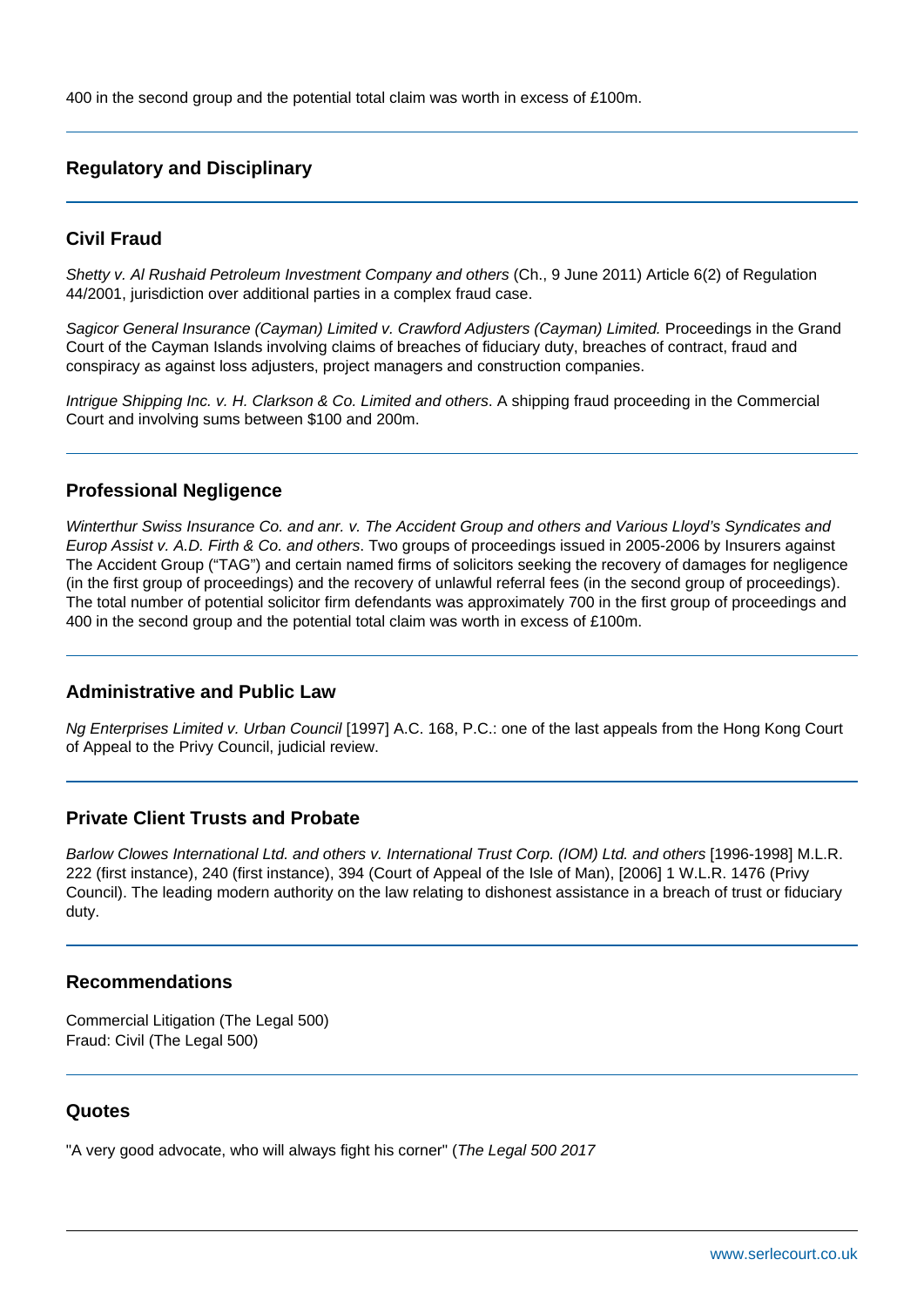400 in the second group and the potential total claim was worth in excess of £100m.

## Regulatory and Disciplinary

## Civil Fraud

*Shetty v. Al Rushaid Petroleum Investment Company and others* (Ch., 9 June 2011) Article 6(2) of Regulation 44/2001, jurisdiction over additional parties in a complex fraud case.

*Sagicor General Insurance (Cayman) Limited v. Crawford Adjusters (Cayman) Limited.* Proceedings in the Grand Court of the Cayman Islands involving claims of breaches of fiduciary duty, breaches of contract, fraud and conspiracy as against loss adjusters, project managers and construction companies.

*Intrigue Shipping Inc. v. H. Clarkson & Co. Limited and others*. A shipping fraud proceeding in the Commercial Court and involving sums between $100 and 200m.

## Professional Negligence

*Winterthur Swiss Insurance Co. and anr. v. The Accident Group and others and Various Lloyd's Syndicates and Europ Assist v. A.D. Firth & Co. and others*. Two groups of proceedings issued in 2005-2006 by Insurers against The Accident Group ("TAG") and certain named firms of solicitors seeking the recovery of damages for negligence (in the first group of proceedings) and the recovery of unlawful referral fees (in the second group of proceedings). The total number of potential solicitor firm defendants was approximately 700 in the first group of proceedings and 400 in the second group and the potential total claim was worth in excess of £100m.

## Administrative and Public Law

*Ng Enterprises Limited v. Urban Council* [1997] A.C. 168, P.C.: one of the last appeals from the Hong Kong Court of Appeal to the Privy Council, judicial review.

## Private Client Trusts and Probate

*Barlow Clowes International Ltd. and others v. International Trust Corp. (IOM) Ltd. and others* [1996-1998] M.L.R. 222 (first instance), 240 (first instance), 394 (Court of Appeal of the Isle of Man), [2006] 1 W.L.R. 1476 (Privy Council). The leading modern authority on the law relating to dishonest assistance in a breach of trust or fiduciary duty.

## Recommendations

Commercial Litigation (The Legal 500)
Fraud: Civil (The Legal 500)

## Quotes

"A very good advocate, who will always fight his corner" (*The Legal 500 2017*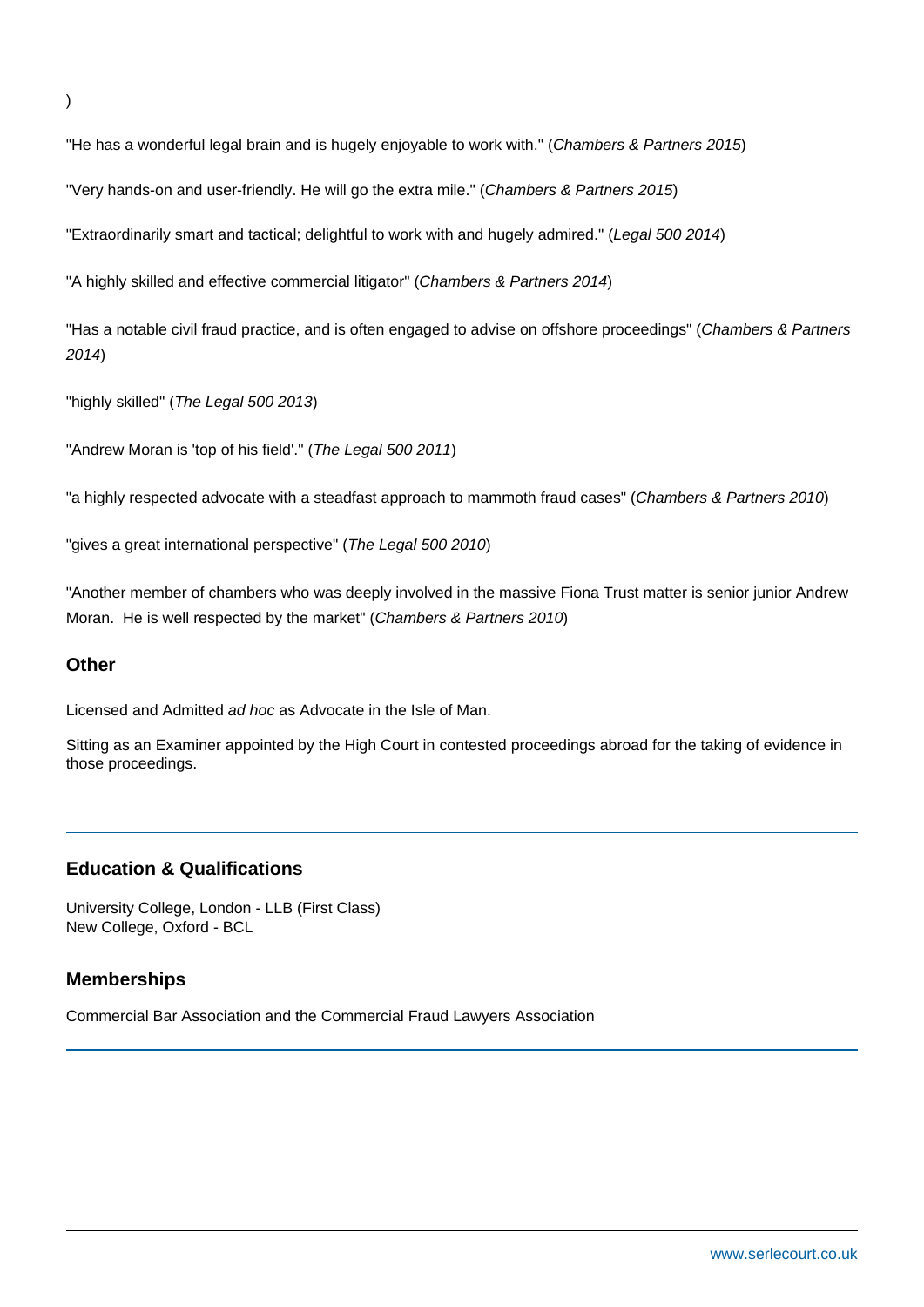)

"He has a wonderful legal brain and is hugely enjoyable to work with." (*Chambers & Partners 2015*)

"Very hands-on and user-friendly. He will go the extra mile." (*Chambers & Partners 2015*)

"Extraordinarily smart and tactical; delightful to work with and hugely admired." (*Legal 500 2014*)

"A highly skilled and effective commercial litigator" (*Chambers & Partners 2014*)

"Has a notable civil fraud practice, and is often engaged to advise on offshore proceedings" (*Chambers & Partners 2014*)

"highly skilled" (*The Legal 500 2013*)

"Andrew Moran is 'top of his field'." (*The Legal 500 2011*)

"a highly respected advocate with a steadfast approach to mammoth fraud cases" (*Chambers & Partners 2010*)

"gives a great international perspective" (*The Legal 500 2010*)

"Another member of chambers who was deeply involved in the massive Fiona Trust matter is senior junior Andrew Moran. He is well respected by the market" (*Chambers & Partners 2010*)

### Other

Licensed and Admitted *ad hoc* as Advocate in the Isle of Man.

Sitting as an Examiner appointed by the High Court in contested proceedings abroad for the taking of evidence in those proceedings.

---

### Education & Qualifications

University College, London - LLB (First Class)
New College, Oxford - BCL

### Memberships

Commercial Bar Association and the Commercial Fraud Lawyers Association